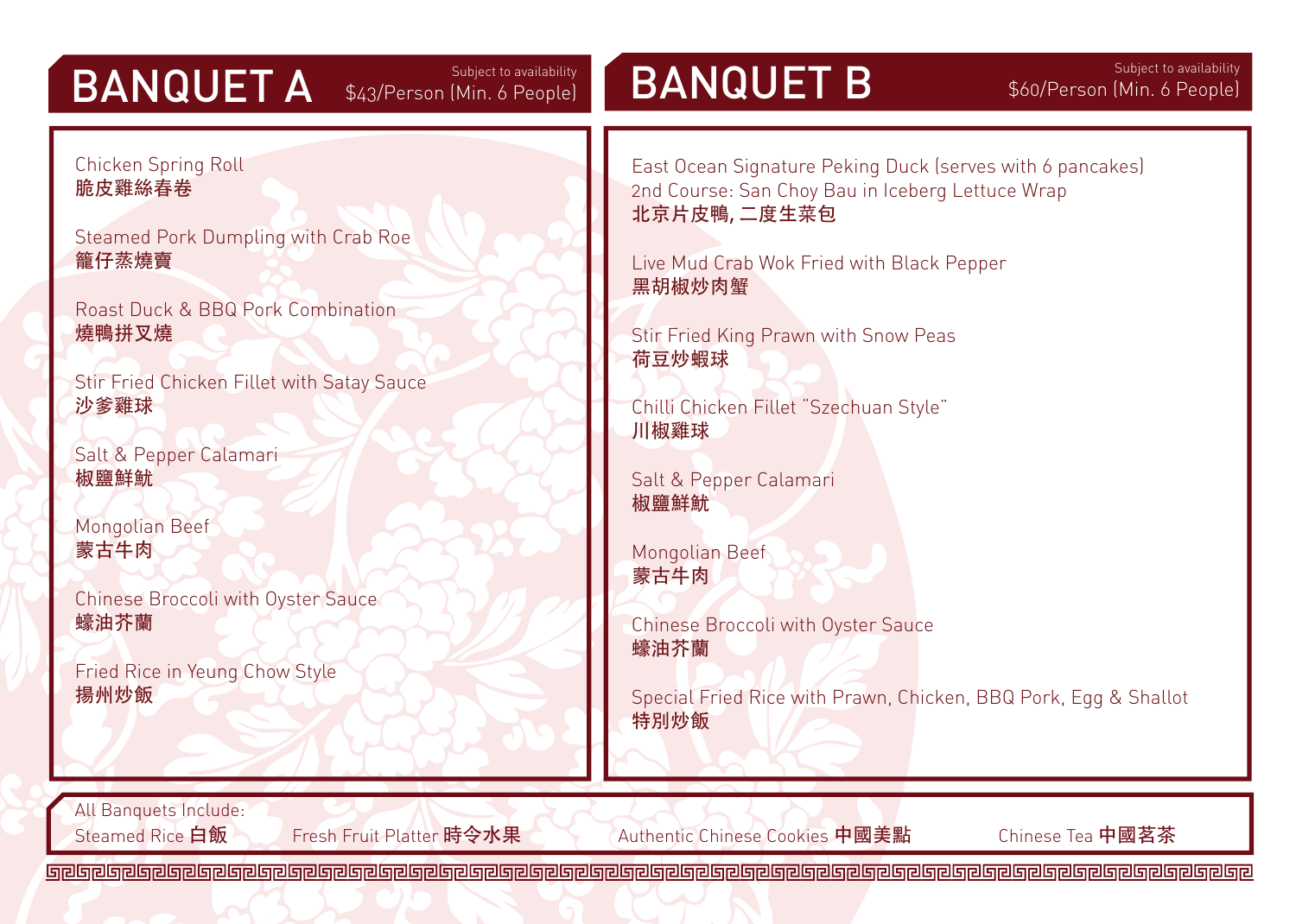## BANQUET A

Subject to availability
$43/Person (Min. 6 People)

Chicken Spring Roll
**脆皮雞絲春卷**

Steamed Pork Dumpling with Crab Roe
**籠仔蒸燒賣**

Roast Duck & BBQ Pork Combination
**燒鴨拼叉燒**

Stir Fried Chicken Fillet with Satay Sauce
**沙爹雞球**

Salt & Pepper Calamari
**椒鹽鮮魷**

Mongolian Beef
**蒙古牛肉**

Chinese Broccoli with Oyster Sauce
**蠔油芥蘭**

Fried Rice in Yeung Chow Style
**揚州炒飯**

## BANQUET B

Subject to availability
$60/Person (Min. 6 People)

East Ocean Signature Peking Duck (serves with 6 pancakes)
2nd Course: San Choy Bau in Iceberg Lettuce Wrap
**北京片皮鴨, 二度生菜包**

Live Mud Crab Wok Fried with Black Pepper
**黑胡椒炒肉蟹**

Stir Fried King Prawn with Snow Peas
**荷豆炒蝦球**

Chilli Chicken Fillet "Szechuan Style"
**川椒雞球**

Salt & Pepper Calamari
**椒鹽鮮魷**

Mongolian Beef
**蒙古牛肉**

Chinese Broccoli with Oyster Sauce
**蠔油芥蘭**

Special Fried Rice with Prawn, Chicken, BBQ Pork, Egg & Shallot
**特別炒飯**

All Banquets Include:

Steamed Rice **白飯** | Fresh Fruit Platter **時令水果** | Authentic Chinese Cookies **中國美點** | Chinese Tea **中國茗茶**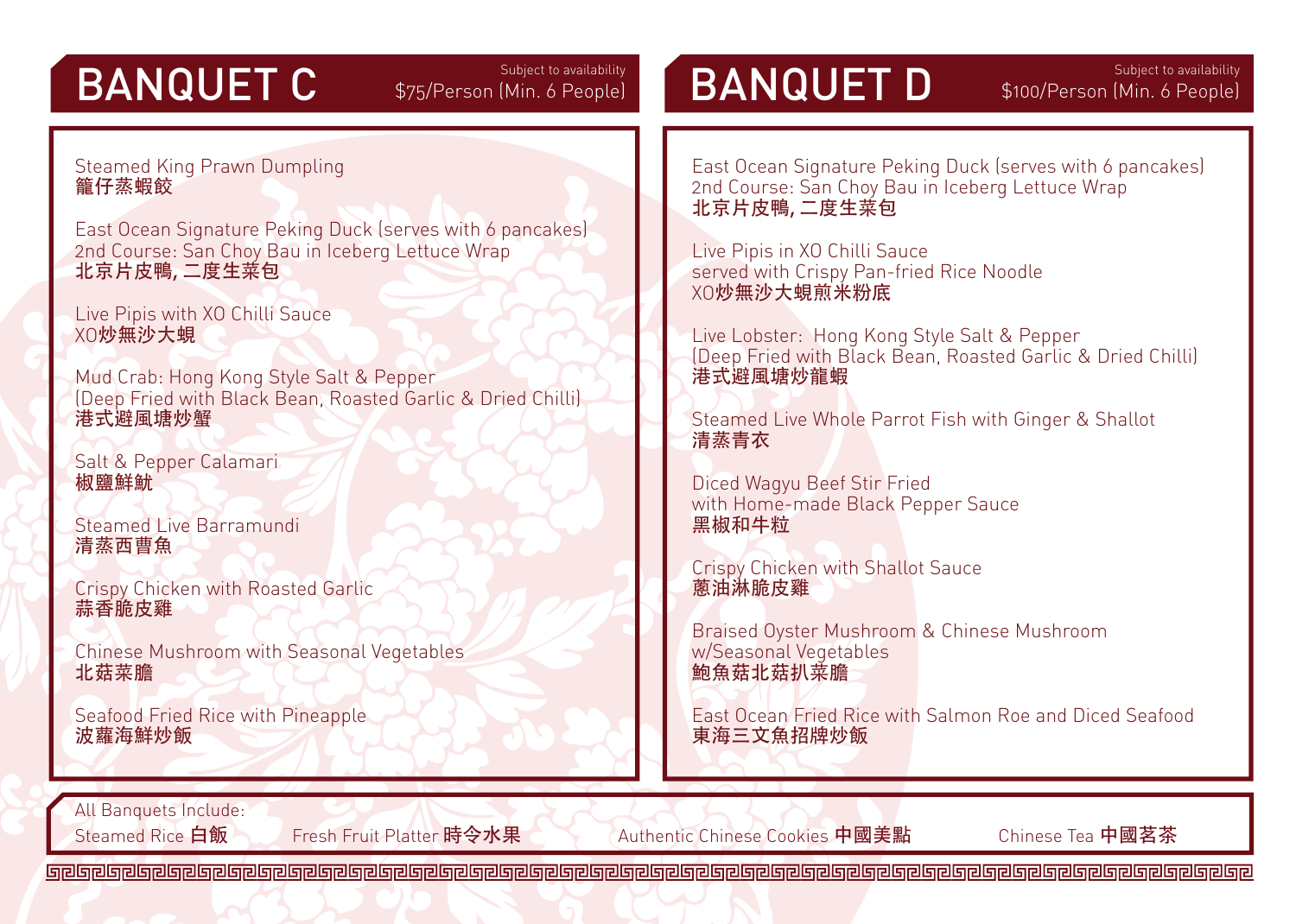## BANQUET C

Subject to availability
$75/Person (Min. 6 People)

Steamed King Prawn Dumpling
籠仔蒸蝦餃

East Ocean Signature Peking Duck (serves with 6 pancakes)
2nd Course: San Choy Bau in Iceberg Lettuce Wrap
北京片皮鴨, 二度生菜包

Live Pipis with XO Chilli Sauce
XO炒無沙大蜆

Mud Crab: Hong Kong Style Salt & Pepper
(Deep Fried with Black Bean, Roasted Garlic & Dried Chilli)
港式避風塘炒蟹

Salt & Pepper Calamari
椒鹽鮮魷

Steamed Live Barramundi
清蒸西曹魚

Crispy Chicken with Roasted Garlic
蒜香脆皮雞

Chinese Mushroom with Seasonal Vegetables
北菇菜膽

Seafood Fried Rice with Pineapple
波蘿海鮮炒飯

## BANQUET D

Subject to availability
$100/Person (Min. 6 People)

East Ocean Signature Peking Duck (serves with 6 pancakes)
2nd Course: San Choy Bau in Iceberg Lettuce Wrap
北京片皮鴨, 二度生菜包

Live Pipis in XO Chilli Sauce
served with Crispy Pan-fried Rice Noodle
XO炒無沙大蜆煎米粉底

Live Lobster: Hong Kong Style Salt & Pepper
(Deep Fried with Black Bean, Roasted Garlic & Dried Chilli)
港式避風塘炒龍蝦

Steamed Live Whole Parrot Fish with Ginger & Shallot
清蒸青衣

Diced Wagyu Beef Stir Fried
with Home-made Black Pepper Sauce
黑椒和牛粒

Crispy Chicken with Shallot Sauce
蔥油淋脆皮雞

Braised Oyster Mushroom & Chinese Mushroom
w/Seasonal Vegetables
鮑魚菇北菇扒菜膽

East Ocean Fried Rice with Salmon Roe and Diced Seafood
東海三文魚招牌炒飯

All Banquets Include:
Steamed Rice 白飯 Fresh Fruit Platter 時令水果 Authentic Chinese Cookies 中國美點 Chinese Tea 中國茗茶